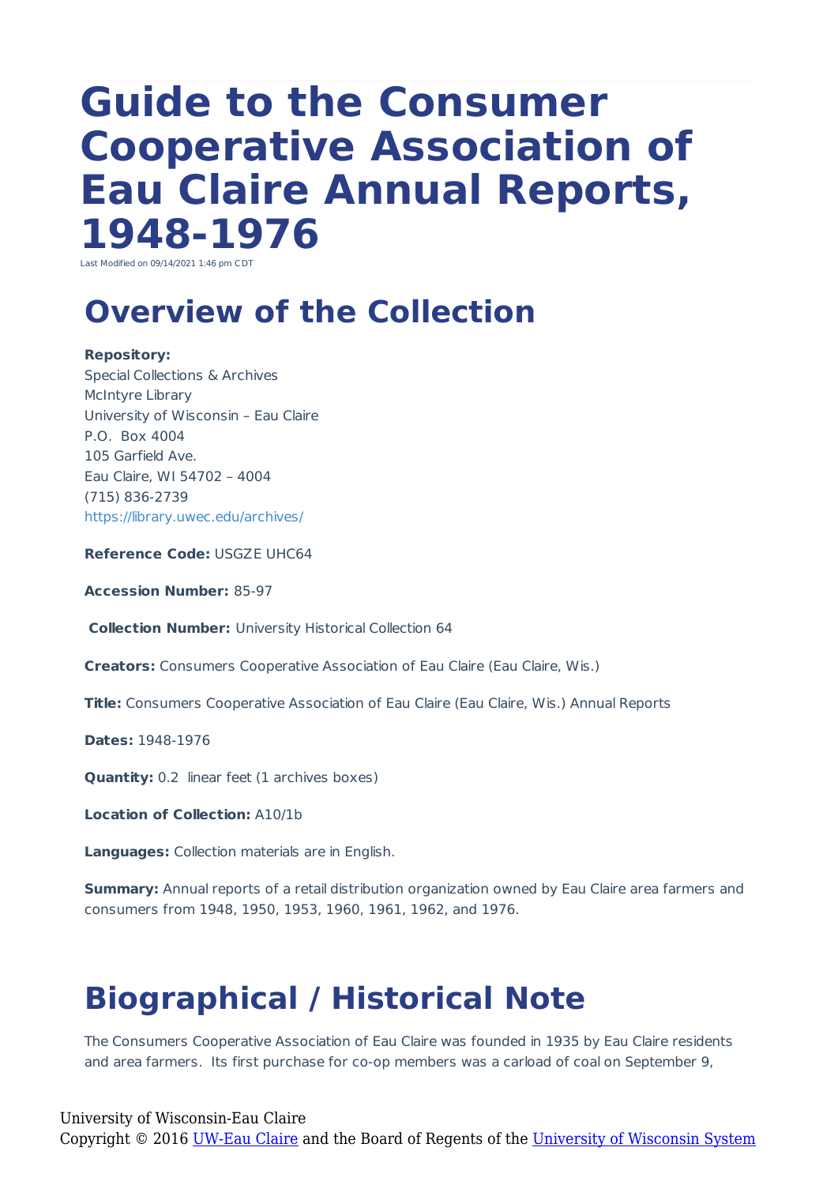# Guide to the Consumer Cooperative Association of Eau Claire Annual Reports, 1948-1976

Last Modified on 09/14/2021 1:46 pm CDT

## Overview of the Collection

**Repository:**
Special Collections & Archives
McIntyre Library
University of Wisconsin – Eau Claire
P.O. Box 4004
105 Garfield Ave.
Eau Claire, WI 54702 – 4004
(715) 836-2739
https://library.uwec.edu/archives/

**Reference Code:** USGZE UHC64

**Accession Number:** 85-97

**Collection Number:** University Historical Collection 64

**Creators:** Consumers Cooperative Association of Eau Claire (Eau Claire, Wis.)

**Title:** Consumers Cooperative Association of Eau Claire (Eau Claire, Wis.) Annual Reports

**Dates:** 1948-1976

**Quantity:** 0.2 linear feet (1 archives boxes)

**Location of Collection:** A10/1b

**Languages:** Collection materials are in English.

**Summary:** Annual reports of a retail distribution organization owned by Eau Claire area farmers and consumers from 1948, 1950, 1953, 1960, 1961, 1962, and 1976.

## Biographical / Historical Note

The Consumers Cooperative Association of Eau Claire was founded in 1935 by Eau Claire residents and area farmers. Its first purchase for co-op members was a carload of coal on September 9,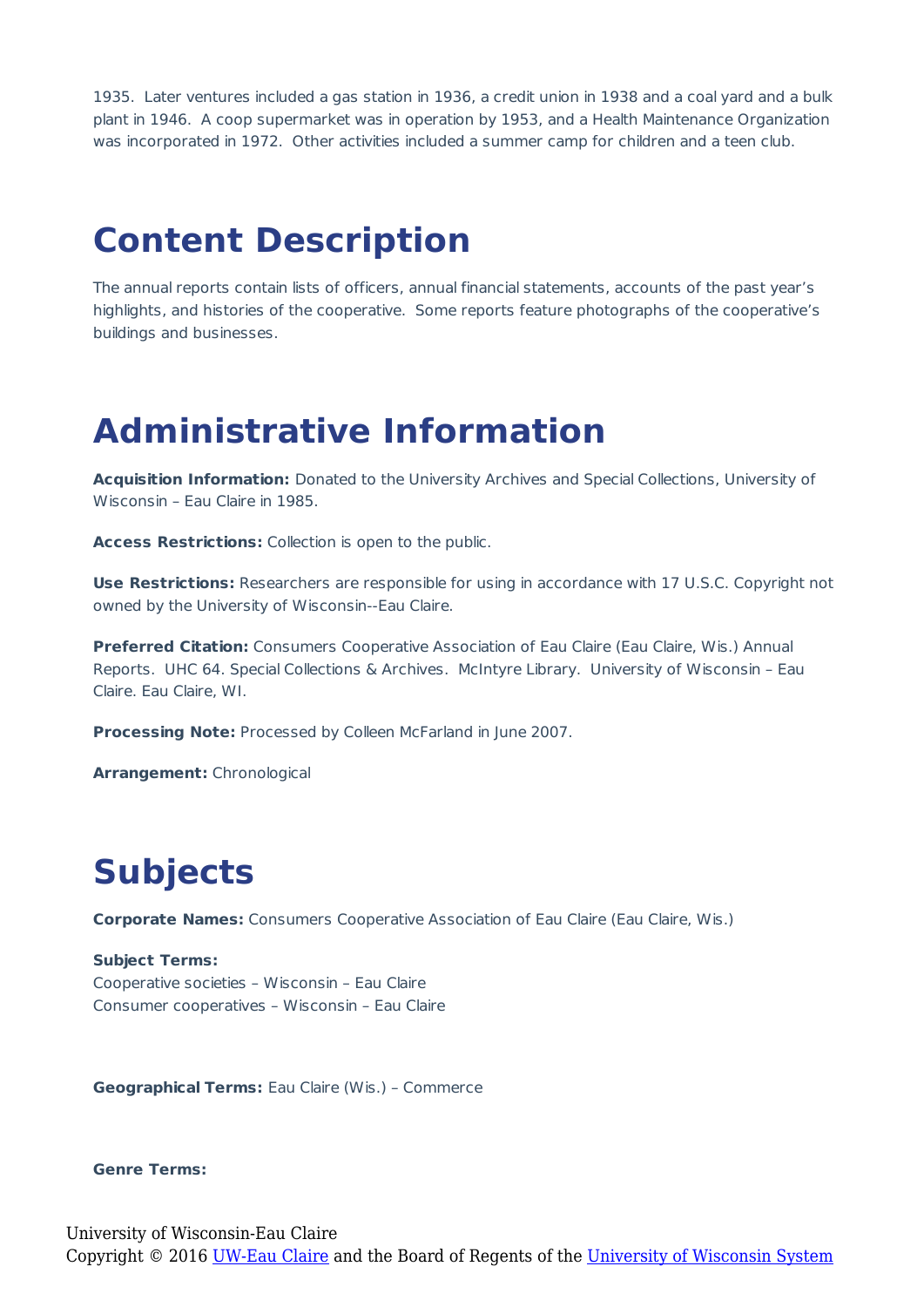1935. Later ventures included a gas station in 1936, a credit union in 1938 and a coal yard and a bulk plant in 1946. A coop supermarket was in operation by 1953, and a Health Maintenance Organization was incorporated in 1972. Other activities included a summer camp for children and a teen club.

# Content Description

The annual reports contain lists of officers, annual financial statements, accounts of the past year's highlights, and histories of the cooperative. Some reports feature photographs of the cooperative's buildings and businesses.

# Administrative Information

**Acquisition Information:** Donated to the University Archives and Special Collections, University of Wisconsin – Eau Claire in 1985.

**Access Restrictions:** Collection is open to the public.

**Use Restrictions:** Researchers are responsible for using in accordance with 17 U.S.C. Copyright not owned by the University of Wisconsin--Eau Claire.

**Preferred Citation:** Consumers Cooperative Association of Eau Claire (Eau Claire, Wis.) Annual Reports. UHC 64. Special Collections & Archives. McIntyre Library. University of Wisconsin – Eau Claire. Eau Claire, WI.

**Processing Note:** Processed by Colleen McFarland in June 2007.

**Arrangement:** Chronological

# Subjects

**Corporate Names:** Consumers Cooperative Association of Eau Claire (Eau Claire, Wis.)

**Subject Terms:**
Cooperative societies – Wisconsin – Eau Claire
Consumer cooperatives – Wisconsin – Eau Claire

**Geographical Terms:** Eau Claire (Wis.) – Commerce

**Genre Terms:**

University of Wisconsin-Eau Claire
Copyright © 2016 UW-Eau Claire and the Board of Regents of the University of Wisconsin System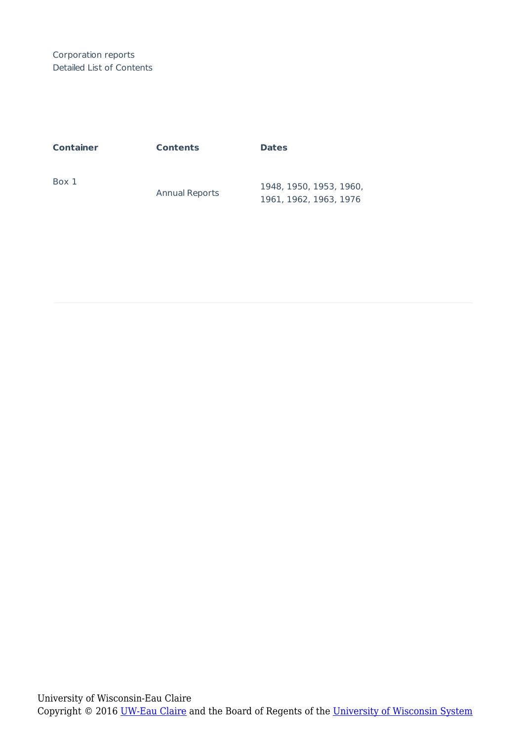Corporation reports
Detailed List of Contents

| Container | Contents | Dates |
| --- | --- | --- |
| Box 1 | Annual Reports | 1948, 1950, 1953, 1960, 1961, 1962, 1963, 1976 |

University of Wisconsin-Eau Claire
Copyright © 2016 UW-Eau Claire and the Board of Regents of the University of Wisconsin System